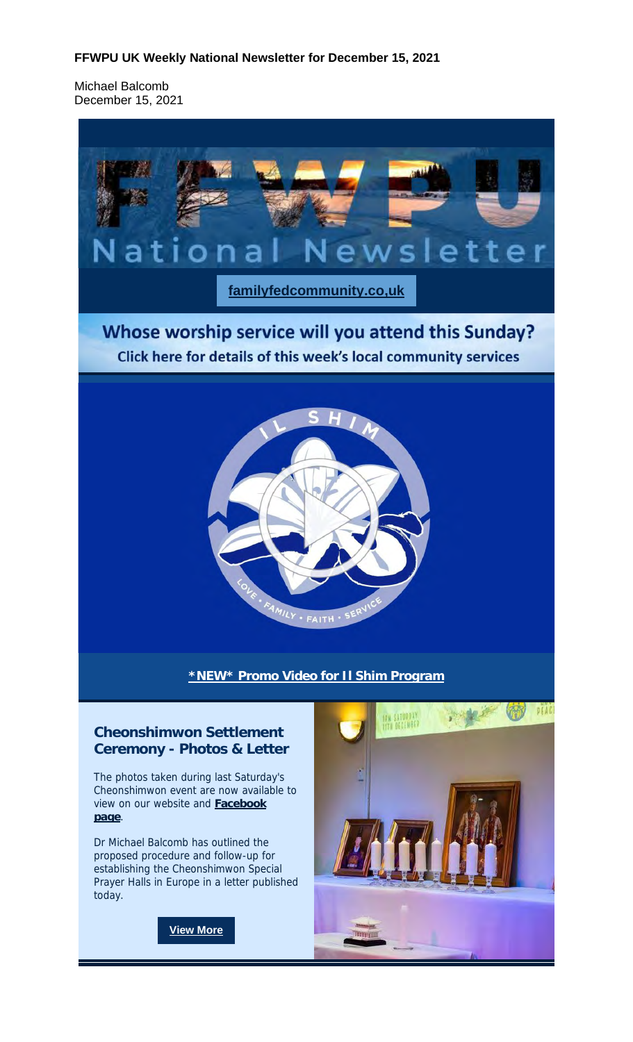**FFWPU UK Weekly National Newsletter for December 15, 2021**

Michael Balcomb
December 15, 2021

# FFWPU National Newsletter

**familyfedcommunity.co,uk**

## Whose worship service will you attend this Sunday?

**Click here for details of this week's local community services**

IL SHIM

LOVE · FAMILY · FAITH · SERVICE

**\*NEW\* Promo Video for Il Shim Program**

### Cheonshimwon Settlement Ceremony - Photos & Letter

The photos taken during last Saturday's Cheonshimwon event are now available to view on our website and **Facebook page**.

Dr Michael Balcomb has outlined the proposed procedure and follow-up for establishing the Cheonshimwon Special Prayer Halls in Europe in a letter published today.

**View More**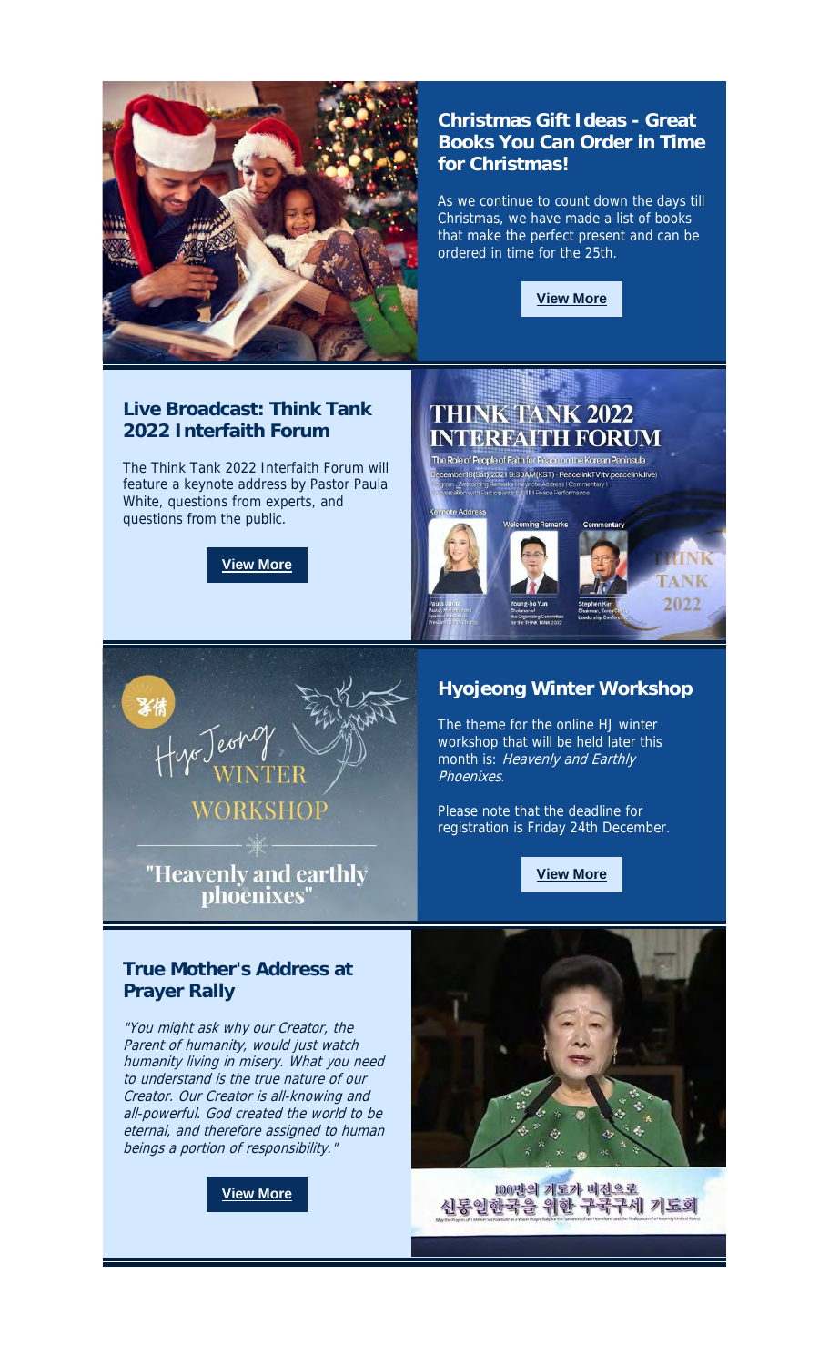## Christmas Gift Ideas - Great Books You Can Order in Time for Christmas!

As we continue to count down the days till Christmas, we have made a list of books that make the perfect present and can be ordered in time for the 25th.

**View More**

## Live Broadcast: Think Tank 2022 Interfaith Forum

The Think Tank 2022 Interfaith Forum will feature a keynote address by Pastor Paula White, questions from experts, and questions from the public.

**View More**

## Hyojeong Winter Workshop

The theme for the online HJ winter workshop that will be held later this month is: *Heavenly and Earthly Phoenixes*.

Please note that the deadline for registration is Friday 24th December.

**View More**

## True Mother's Address at Prayer Rally

*"You might ask why our Creator, the Parent of humanity, would just watch humanity living in misery. What you need to understand is the true nature of our Creator. Our Creator is all-knowing and all-powerful. God created the world to be eternal, and therefore assigned to human beings a portion of responsibility."*

**View More**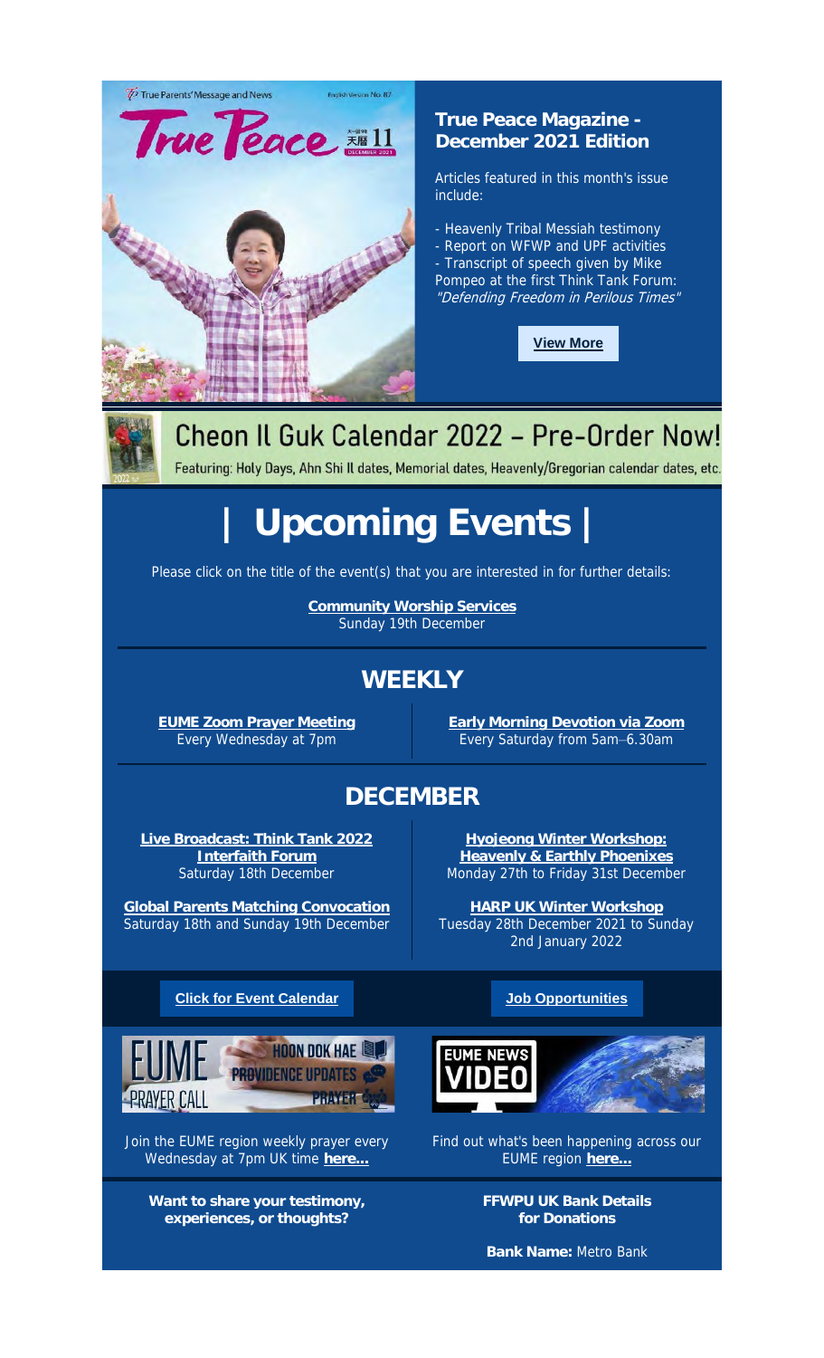## True Peace Magazine - December 2021 Edition

Articles featured in this month's issue include:

- Heavenly Tribal Messiah testimony
- Report on WFWP and UPF activities
- Transcript of speech given by Mike Pompeo at the first Think Tank Forum: *"Defending Freedom in Perilous Times"*

**View More**

## Cheon Il Guk Calendar 2022 – Pre-Order Now!

Featuring: Holy Days, Ahn Shi Il dates, Memorial dates, Heavenly/Gregorian calendar dates, etc.

# | Upcoming Events |

Please click on the title of the event(s) that you are interested in for further details:

**Community Worship Services**
Sunday 19th December

## WEEKLY

**EUME Zoom Prayer Meeting**
Every Wednesday at 7pm

**Early Morning Devotion via Zoom**
Every Saturday from 5am–6.30am

## DECEMBER

**Live Broadcast: Think Tank 2022 Interfaith Forum**
Saturday 18th December

**Global Parents Matching Convocation**
Saturday 18th and Sunday 19th December

**Hyojeong Winter Workshop: Heavenly & Earthly Phoenixes**
Monday 27th to Friday 31st December

**HARP UK Winter Workshop**
Tuesday 28th December 2021 to Sunday 2nd January 2022

**Click for Event Calendar**

**Job Opportunities**

Join the EUME region weekly prayer every Wednesday at 7pm UK time **here...**

Find out what's been happening across our EUME region **here...**

**Want to share your testimony, experiences, or thoughts?**

**FFWPU UK Bank Details for Donations**

**Bank Name:** Metro Bank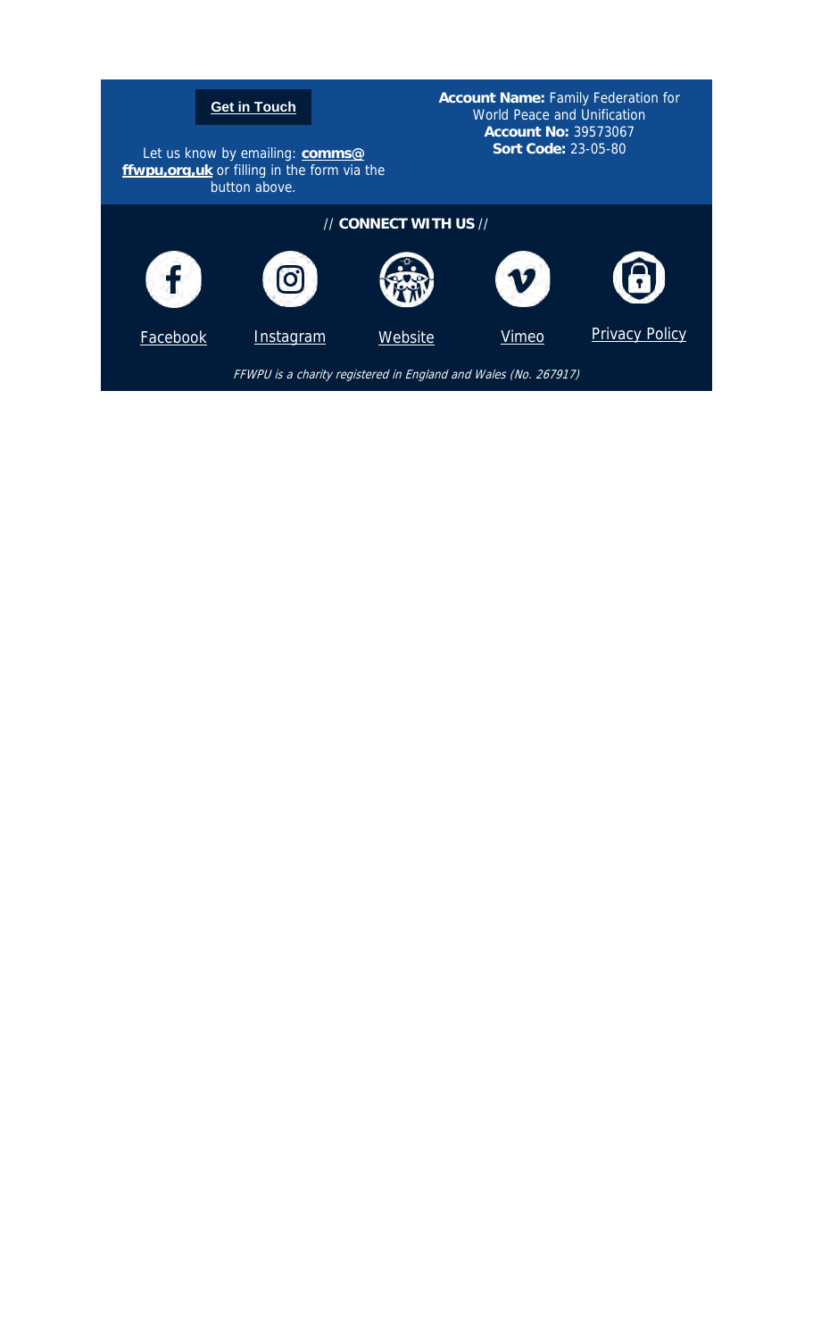**Get in Touch**

Let us know by emailing: **comms@ffwpu.org.uk** or filling in the form via the button above.

**Account Name:** Family Federation for World Peace and Unification
**Account No:** 39573067
**Sort Code:** 23-05-80

// **CONNECT WITH US** //

Facebook | Instagram | Website | Vimeo | Privacy Policy

*FFWPU is a charity registered in England and Wales (No. 267917)*